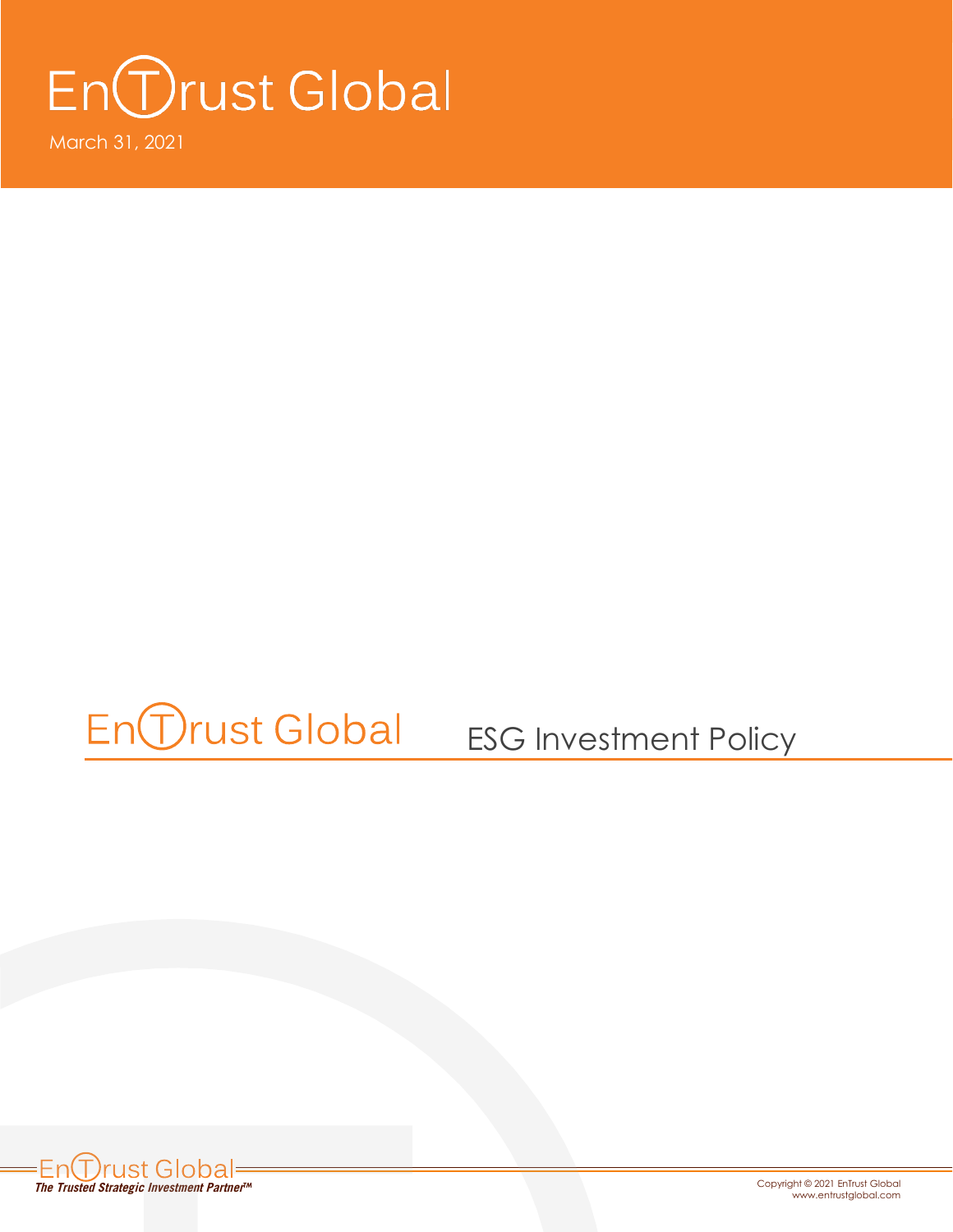# EnTrust Global

March 31, 2021

# EnTrust Global ESG Investment Policy

EnTrust Global
*The Trusted Strategic Investment Partner™*

Copyright © 2021 EnTrust Global
www.entrustglobal.com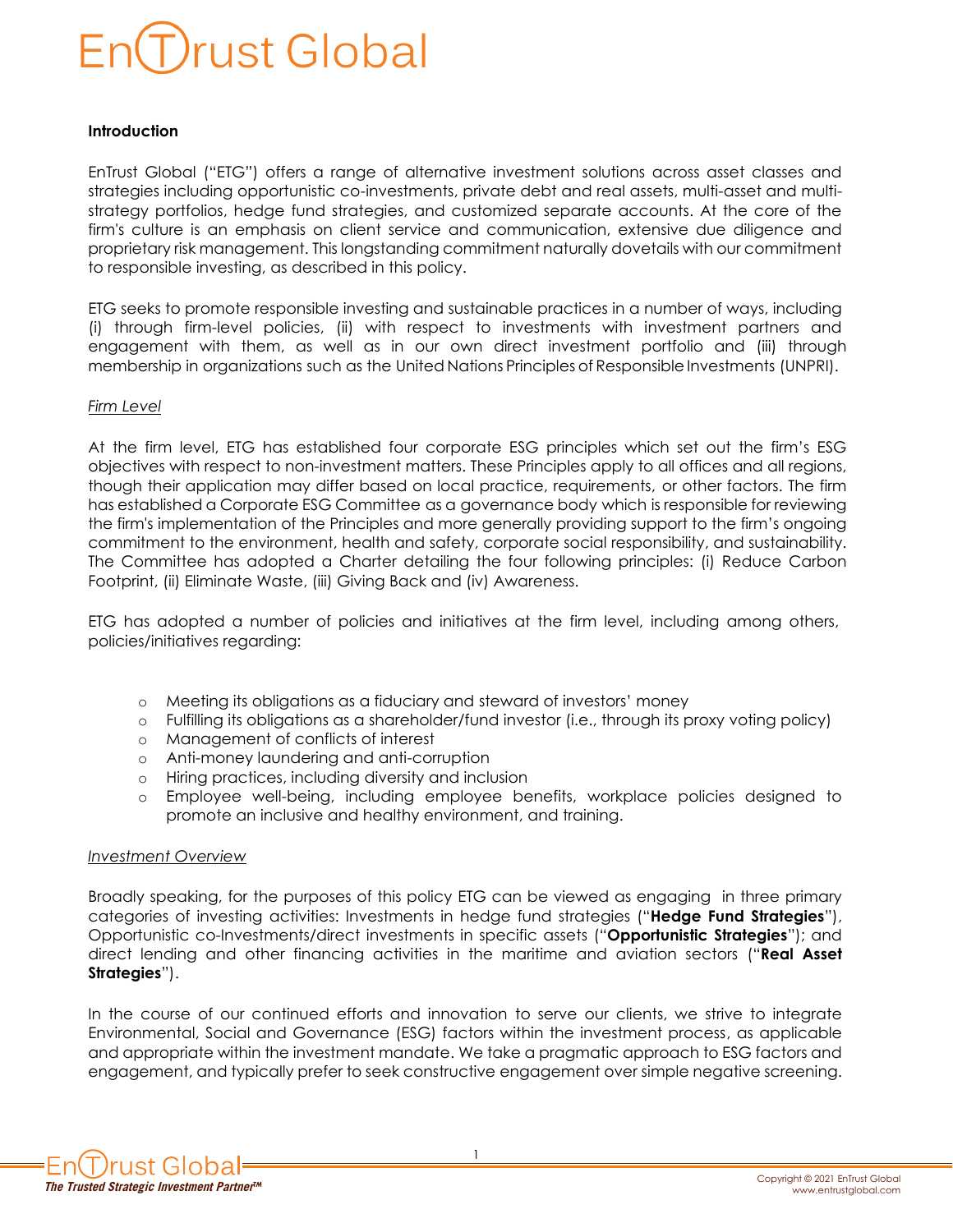EnTrust Global

## Introduction

EnTrust Global ("ETG") offers a range of alternative investment solutions across asset classes and strategies including opportunistic co-investments, private debt and real assets, multi-asset and multi-strategy portfolios, hedge fund strategies, and customized separate accounts. At the core of the firm's culture is an emphasis on client service and communication, extensive due diligence and proprietary risk management. This longstanding commitment naturally dovetails with our commitment to responsible investing, as described in this policy.

ETG seeks to promote responsible investing and sustainable practices in a number of ways, including (i) through firm-level policies, (ii) with respect to investments with investment partners and engagement with them, as well as in our own direct investment portfolio and (iii) through membership in organizations such as the United Nations Principles of Responsible Investments (UNPRI).

### *Firm Level*

At the firm level, ETG has established four corporate ESG principles which set out the firm's ESG objectives with respect to non-investment matters. These Principles apply to all offices and all regions, though their application may differ based on local practice, requirements, or other factors. The firm has established a Corporate ESG Committee as a governance body which is responsible for reviewing the firm's implementation of the Principles and more generally providing support to the firm's ongoing commitment to the environment, health and safety, corporate social responsibility, and sustainability. The Committee has adopted a Charter detailing the four following principles: (i) Reduce Carbon Footprint, (ii) Eliminate Waste, (iii) Giving Back and (iv) Awareness.

ETG has adopted a number of policies and initiatives at the firm level, including among others, policies/initiatives regarding:

- Meeting its obligations as a fiduciary and steward of investors' money
- Fulfilling its obligations as a shareholder/fund investor (i.e., through its proxy voting policy)
- Management of conflicts of interest
- Anti-money laundering and anti-corruption
- Hiring practices, including diversity and inclusion
- Employee well-being, including employee benefits, workplace policies designed to promote an inclusive and healthy environment, and training.

### *Investment Overview*

Broadly speaking, for the purposes of this policy ETG can be viewed as engaging in three primary categories of investing activities: Investments in hedge fund strategies ("**Hedge Fund Strategies**"), Opportunistic co-Investments/direct investments in specific assets ("**Opportunistic Strategies**"); and direct lending and other financing activities in the maritime and aviation sectors ("**Real Asset Strategies**").

In the course of our continued efforts and innovation to serve our clients, we strive to integrate Environmental, Social and Governance (ESG) factors within the investment process, as applicable and appropriate within the investment mandate. We take a pragmatic approach to ESG factors and engagement, and typically prefer to seek constructive engagement over simple negative screening.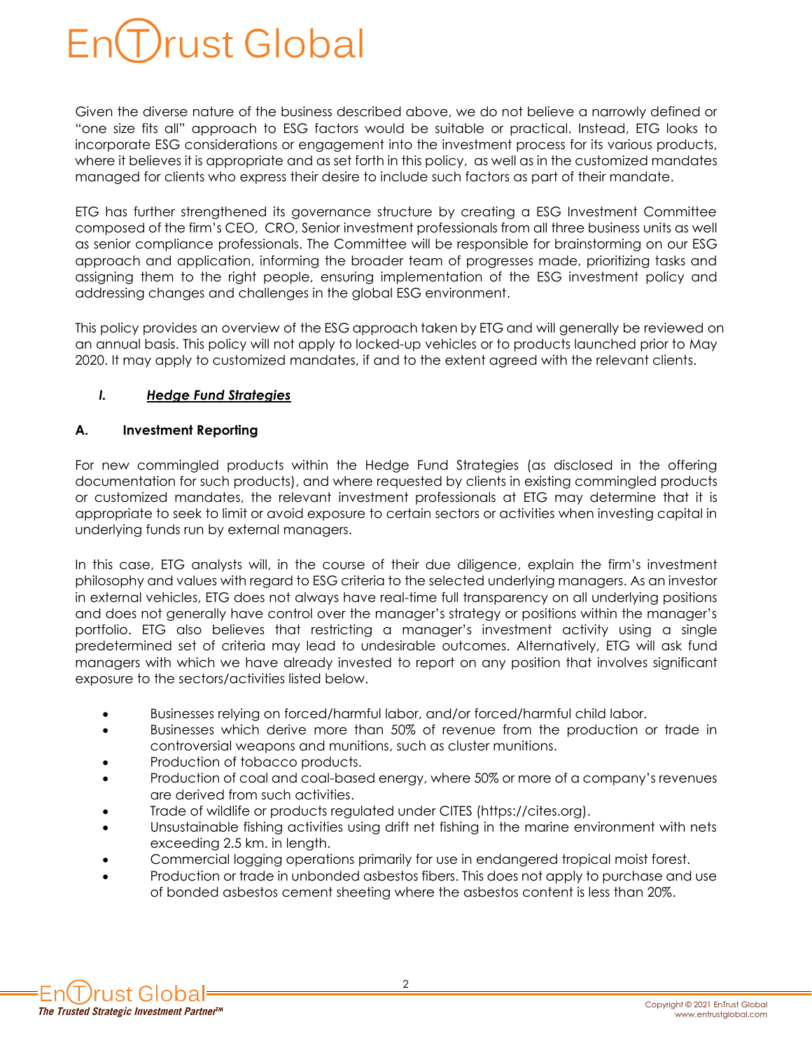Given the diverse nature of the business described above, we do not believe a narrowly defined or "one size fits all" approach to ESG factors would be suitable or practical. Instead, ETG looks to incorporate ESG considerations or engagement into the investment process for its various products, where it believes it is appropriate and as set forth in this policy, as well as in the customized mandates managed for clients who express their desire to include such factors as part of their mandate.

ETG has further strengthened its governance structure by creating a ESG Investment Committee composed of the firm's CEO, CRO, Senior investment professionals from all three business units as well as senior compliance professionals. The Committee will be responsible for brainstorming on our ESG approach and application, informing the broader team of progresses made, prioritizing tasks and assigning them to the right people, ensuring implementation of the ESG investment policy and addressing changes and challenges in the global ESG environment.

This policy provides an overview of the ESG approach taken by ETG and will generally be reviewed on an annual basis. This policy will not apply to locked-up vehicles or to products launched prior to May 2020. It may apply to customized mandates, if and to the extent agreed with the relevant clients.

## I. *Hedge Fund Strategies*

### A. Investment Reporting

For new commingled products within the Hedge Fund Strategies (as disclosed in the offering documentation for such products), and where requested by clients in existing commingled products or customized mandates, the relevant investment professionals at ETG may determine that it is appropriate to seek to limit or avoid exposure to certain sectors or activities when investing capital in underlying funds run by external managers.

In this case, ETG analysts will, in the course of their due diligence, explain the firm's investment philosophy and values with regard to ESG criteria to the selected underlying managers. As an investor in external vehicles, ETG does not always have real-time full transparency on all underlying positions and does not generally have control over the manager's strategy or positions within the manager's portfolio. ETG also believes that restricting a manager's investment activity using a single predetermined set of criteria may lead to undesirable outcomes. Alternatively, ETG will ask fund managers with which we have already invested to report on any position that involves significant exposure to the sectors/activities listed below.

- Businesses relying on forced/harmful labor, and/or forced/harmful child labor.
- Businesses which derive more than 50% of revenue from the production or trade in controversial weapons and munitions, such as cluster munitions.
- Production of tobacco products.
- Production of coal and coal-based energy, where 50% or more of a company's revenues are derived from such activities.
- Trade of wildlife or products regulated under CITES (https://cites.org).
- Unsustainable fishing activities using drift net fishing in the marine environment with nets exceeding 2.5 km. in length.
- Commercial logging operations primarily for use in endangered tropical moist forest.
- Production or trade in unbonded asbestos fibers. This does not apply to purchase and use of bonded asbestos cement sheeting where the asbestos content is less than 20%.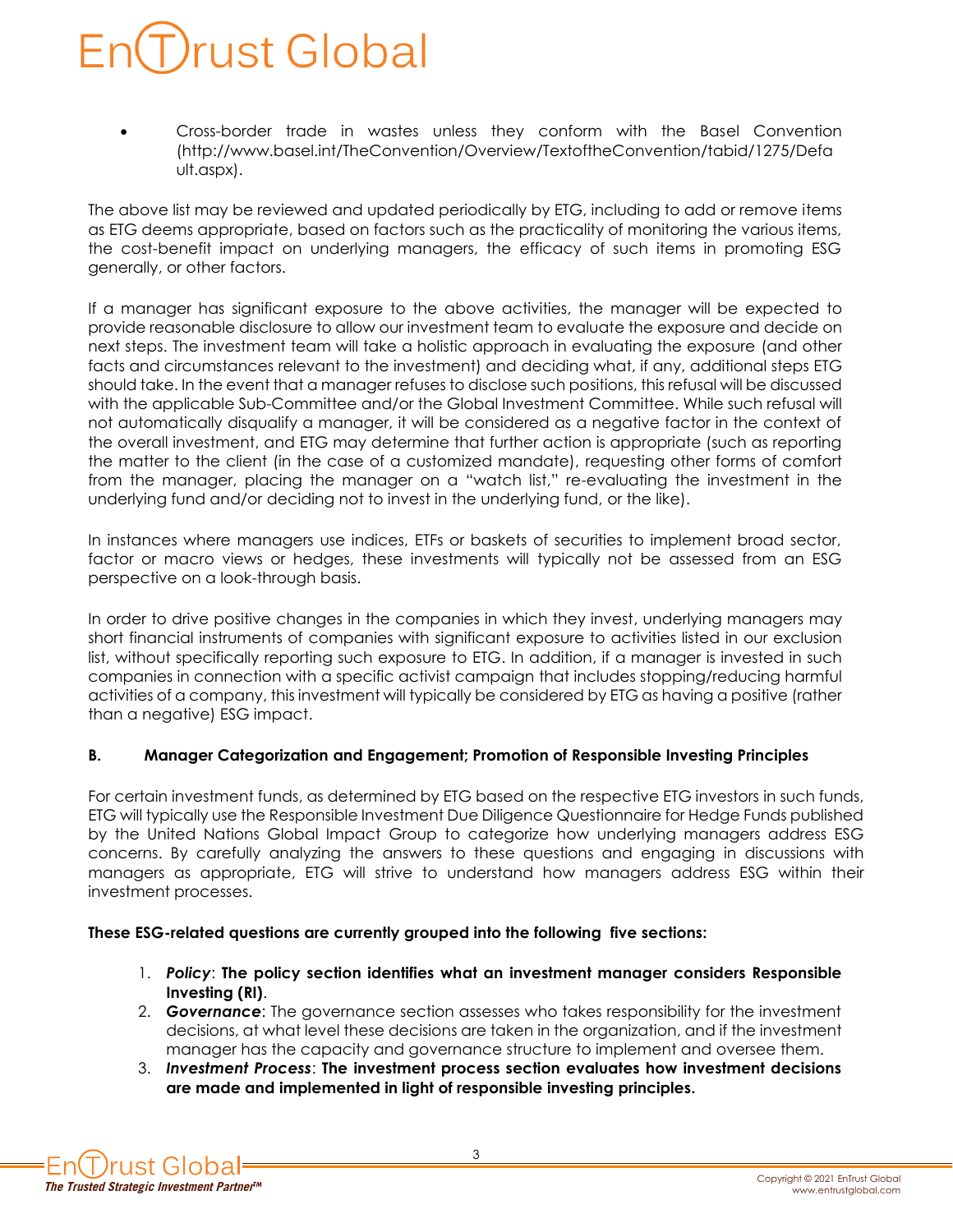- Cross-border trade in wastes unless they conform with the Basel Convention (http://www.basel.int/TheConvention/Overview/TextoftheConvention/tabid/1275/Default.aspx).

The above list may be reviewed and updated periodically by ETG, including to add or remove items as ETG deems appropriate, based on factors such as the practicality of monitoring the various items, the cost-benefit impact on underlying managers, the efficacy of such items in promoting ESG generally, or other factors.

If a manager has significant exposure to the above activities, the manager will be expected to provide reasonable disclosure to allow our investment team to evaluate the exposure and decide on next steps. The investment team will take a holistic approach in evaluating the exposure (and other facts and circumstances relevant to the investment) and deciding what, if any, additional steps ETG should take. In the event that a manager refuses to disclose such positions, this refusal will be discussed with the applicable Sub-Committee and/or the Global Investment Committee. While such refusal will not automatically disqualify a manager, it will be considered as a negative factor in the context of the overall investment, and ETG may determine that further action is appropriate (such as reporting the matter to the client (in the case of a customized mandate), requesting other forms of comfort from the manager, placing the manager on a "watch list," re-evaluating the investment in the underlying fund and/or deciding not to invest in the underlying fund, or the like).

In instances where managers use indices, ETFs or baskets of securities to implement broad sector, factor or macro views or hedges, these investments will typically not be assessed from an ESG perspective on a look-through basis.

In order to drive positive changes in the companies in which they invest, underlying managers may short financial instruments of companies with significant exposure to activities listed in our exclusion list, without specifically reporting such exposure to ETG. In addition, if a manager is invested in such companies in connection with a specific activist campaign that includes stopping/reducing harmful activities of a company, this investment will typically be considered by ETG as having a positive (rather than a negative) ESG impact.

### B. Manager Categorization and Engagement; Promotion of Responsible Investing Principles

For certain investment funds, as determined by ETG based on the respective ETG investors in such funds, ETG will typically use the Responsible Investment Due Diligence Questionnaire for Hedge Funds published by the United Nations Global Impact Group to categorize how underlying managers address ESG concerns. By carefully analyzing the answers to these questions and engaging in discussions with managers as appropriate, ETG will strive to understand how managers address ESG within their investment processes.

**These ESG-related questions are currently grouped into the following five sections:**

1. ***Policy*: The policy section identifies what an investment manager considers Responsible Investing (RI).**
2. ***Governance***: The governance section assesses who takes responsibility for the investment decisions, at what level these decisions are taken in the organization, and if the investment manager has the capacity and governance structure to implement and oversee them.
3. ***Investment Process*: The investment process section evaluates how investment decisions are made and implemented in light of responsible investing principles.**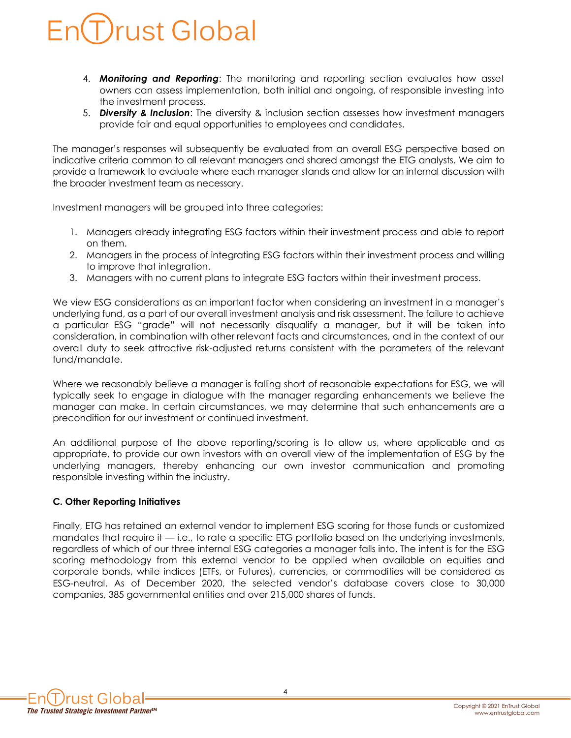4. ***Monitoring and Reporting***: The monitoring and reporting section evaluates how asset owners can assess implementation, both initial and ongoing, of responsible investing into the investment process.
5. ***Diversity & Inclusion***: The diversity & inclusion section assesses how investment managers provide fair and equal opportunities to employees and candidates.

The manager's responses will subsequently be evaluated from an overall ESG perspective based on indicative criteria common to all relevant managers and shared amongst the ETG analysts. We aim to provide a framework to evaluate where each manager stands and allow for an internal discussion with the broader investment team as necessary.

Investment managers will be grouped into three categories:

1. Managers already integrating ESG factors within their investment process and able to report on them.
2. Managers in the process of integrating ESG factors within their investment process and willing to improve that integration.
3. Managers with no current plans to integrate ESG factors within their investment process.

We view ESG considerations as an important factor when considering an investment in a manager's underlying fund, as a part of our overall investment analysis and risk assessment. The failure to achieve a particular ESG "grade" will not necessarily disqualify a manager, but it will be taken into consideration, in combination with other relevant facts and circumstances, and in the context of our overall duty to seek attractive risk-adjusted returns consistent with the parameters of the relevant fund/mandate.

Where we reasonably believe a manager is falling short of reasonable expectations for ESG, we will typically seek to engage in dialogue with the manager regarding enhancements we believe the manager can make. In certain circumstances, we may determine that such enhancements are a precondition for our investment or continued investment.

An additional purpose of the above reporting/scoring is to allow us, where applicable and as appropriate, to provide our own investors with an overall view of the implementation of ESG by the underlying managers, thereby enhancing our own investor communication and promoting responsible investing within the industry.

**C. Other Reporting Initiatives**

Finally, ETG has retained an external vendor to implement ESG scoring for those funds or customized mandates that require it — i.e., to rate a specific ETG portfolio based on the underlying investments, regardless of which of our three internal ESG categories a manager falls into. The intent is for the ESG scoring methodology from this external vendor to be applied when available on equities and corporate bonds, while indices (ETFs, or Futures), currencies, or commodities will be considered as ESG-neutral. As of December 2020, the selected vendor's database covers close to 30,000 companies, 385 governmental entities and over 215,000 shares of funds.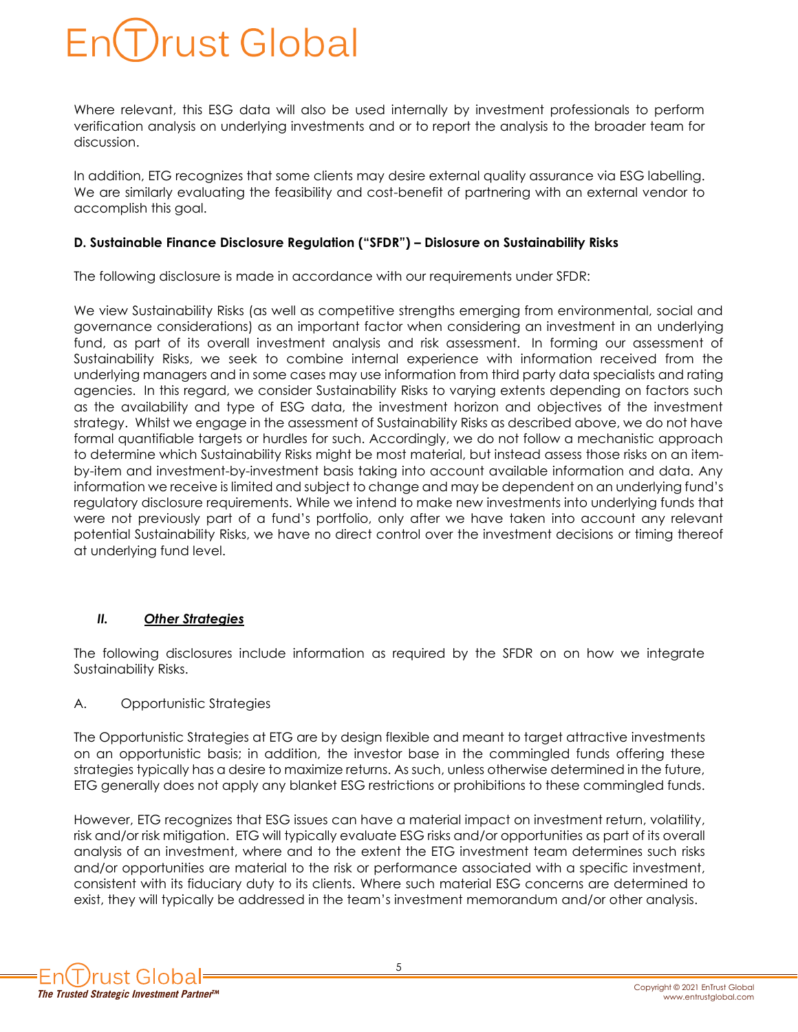Where relevant, this ESG data will also be used internally by investment professionals to perform verification analysis on underlying investments and or to report the analysis to the broader team for discussion.

In addition, ETG recognizes that some clients may desire external quality assurance via ESG labelling. We are similarly evaluating the feasibility and cost-benefit of partnering with an external vendor to accomplish this goal.

**D. Sustainable Finance Disclosure Regulation ("SFDR") – Dislosure on Sustainability Risks**

The following disclosure is made in accordance with our requirements under SFDR:

We view Sustainability Risks (as well as competitive strengths emerging from environmental, social and governance considerations) as an important factor when considering an investment in an underlying fund, as part of its overall investment analysis and risk assessment. In forming our assessment of Sustainability Risks, we seek to combine internal experience with information received from the underlying managers and in some cases may use information from third party data specialists and rating agencies. In this regard, we consider Sustainability Risks to varying extents depending on factors such as the availability and type of ESG data, the investment horizon and objectives of the investment strategy. Whilst we engage in the assessment of Sustainability Risks as described above, we do not have formal quantifiable targets or hurdles for such. Accordingly, we do not follow a mechanistic approach to determine which Sustainability Risks might be most material, but instead assess those risks on an item-by-item and investment-by-investment basis taking into account available information and data. Any information we receive is limited and subject to change and may be dependent on an underlying fund's regulatory disclosure requirements. While we intend to make new investments into underlying funds that were not previously part of a fund's portfolio, only after we have taken into account any relevant potential Sustainability Risks, we have no direct control over the investment decisions or timing thereof at underlying fund level.

## ***II. <u>Other Strategies</u>***

The following disclosures include information as required by the SFDR on on how we integrate Sustainability Risks.

A. Opportunistic Strategies

The Opportunistic Strategies at ETG are by design flexible and meant to target attractive investments on an opportunistic basis; in addition, the investor base in the commingled funds offering these strategies typically has a desire to maximize returns. As such, unless otherwise determined in the future, ETG generally does not apply any blanket ESG restrictions or prohibitions to these commingled funds.

However, ETG recognizes that ESG issues can have a material impact on investment return, volatility, risk and/or risk mitigation. ETG will typically evaluate ESG risks and/or opportunities as part of its overall analysis of an investment, where and to the extent the ETG investment team determines such risks and/or opportunities are material to the risk or performance associated with a specific investment, consistent with its fiduciary duty to its clients. Where such material ESG concerns are determined to exist, they will typically be addressed in the team's investment memorandum and/or other analysis.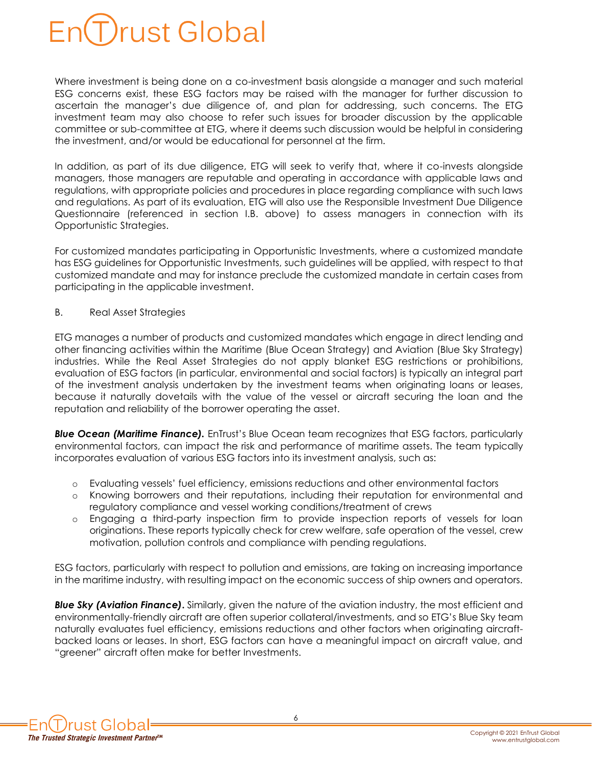Where investment is being done on a co-investment basis alongside a manager and such material ESG concerns exist, these ESG factors may be raised with the manager for further discussion to ascertain the manager's due diligence of, and plan for addressing, such concerns. The ETG investment team may also choose to refer such issues for broader discussion by the applicable committee or sub-committee at ETG, where it deems such discussion would be helpful in considering the investment, and/or would be educational for personnel at the firm.

In addition, as part of its due diligence, ETG will seek to verify that, where it co-invests alongside managers, those managers are reputable and operating in accordance with applicable laws and regulations, with appropriate policies and procedures in place regarding compliance with such laws and regulations. As part of its evaluation, ETG will also use the Responsible Investment Due Diligence Questionnaire (referenced in section I.B. above) to assess managers in connection with its Opportunistic Strategies.

For customized mandates participating in Opportunistic Investments, where a customized mandate has ESG guidelines for Opportunistic Investments, such guidelines will be applied, with respect to that customized mandate and may for instance preclude the customized mandate in certain cases from participating in the applicable investment.

B. Real Asset Strategies

ETG manages a number of products and customized mandates which engage in direct lending and other financing activities within the Maritime (Blue Ocean Strategy) and Aviation (Blue Sky Strategy) industries. While the Real Asset Strategies do not apply blanket ESG restrictions or prohibitions, evaluation of ESG factors (in particular, environmental and social factors) is typically an integral part of the investment analysis undertaken by the investment teams when originating loans or leases, because it naturally dovetails with the value of the vessel or aircraft securing the loan and the reputation and reliability of the borrower operating the asset.

***Blue Ocean (Maritime Finance).*** EnTrust's Blue Ocean team recognizes that ESG factors, particularly environmental factors, can impact the risk and performance of maritime assets. The team typically incorporates evaluation of various ESG factors into its investment analysis, such as:

- Evaluating vessels' fuel efficiency, emissions reductions and other environmental factors
- Knowing borrowers and their reputations, including their reputation for environmental and regulatory compliance and vessel working conditions/treatment of crews
- Engaging a third-party inspection firm to provide inspection reports of vessels for loan originations. These reports typically check for crew welfare, safe operation of the vessel, crew motivation, pollution controls and compliance with pending regulations.

ESG factors, particularly with respect to pollution and emissions, are taking on increasing importance in the maritime industry, with resulting impact on the economic success of ship owners and operators.

***Blue Sky (Aviation Finance).*** Similarly, given the nature of the aviation industry, the most efficient and environmentally-friendly aircraft are often superior collateral/investments, and so ETG's Blue Sky team naturally evaluates fuel efficiency, emissions reductions and other factors when originating aircraft-backed loans or leases. In short, ESG factors can have a meaningful impact on aircraft value, and "greener" aircraft often make for better Investments.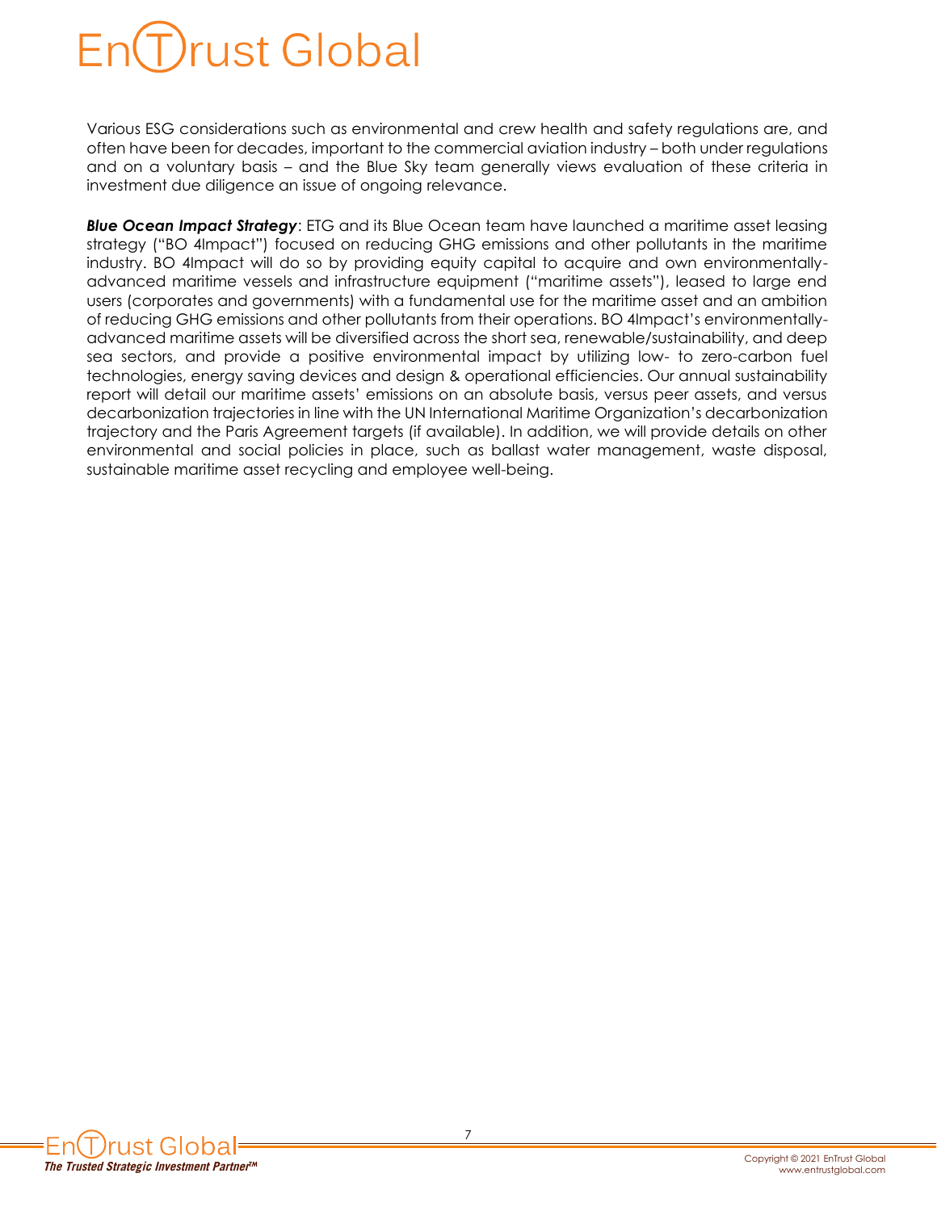Various ESG considerations such as environmental and crew health and safety regulations are, and often have been for decades, important to the commercial aviation industry – both under regulations and on a voluntary basis – and the Blue Sky team generally views evaluation of these criteria in investment due diligence an issue of ongoing relevance.

***Blue Ocean Impact Strategy***: ETG and its Blue Ocean team have launched a maritime asset leasing strategy ("BO 4Impact") focused on reducing GHG emissions and other pollutants in the maritime industry. BO 4Impact will do so by providing equity capital to acquire and own environmentally-advanced maritime vessels and infrastructure equipment ("maritime assets"), leased to large end users (corporates and governments) with a fundamental use for the maritime asset and an ambition of reducing GHG emissions and other pollutants from their operations. BO 4Impact's environmentally-advanced maritime assets will be diversified across the short sea, renewable/sustainability, and deep sea sectors, and provide a positive environmental impact by utilizing low- to zero-carbon fuel technologies, energy saving devices and design & operational efficiencies. Our annual sustainability report will detail our maritime assets' emissions on an absolute basis, versus peer assets, and versus decarbonization trajectories in line with the UN International Maritime Organization's decarbonization trajectory and the Paris Agreement targets (if available). In addition, we will provide details on other environmental and social policies in place, such as ballast water management, waste disposal, sustainable maritime asset recycling and employee well-being.